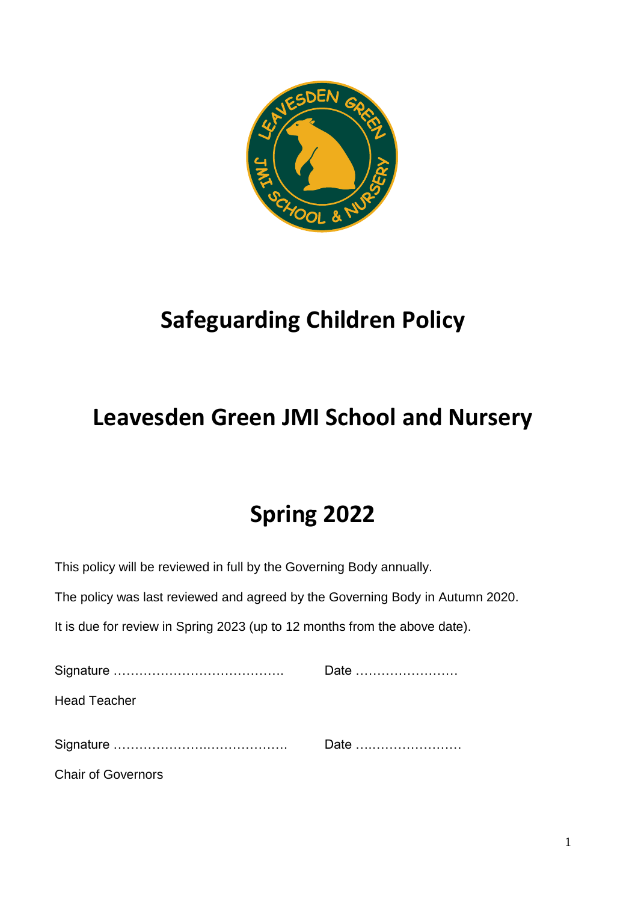# Safeguarding Children Policy

# Leavesden Green JMI School and Nursery

# Spring 2022

This policy will be reviewed in full by the Governing Body annually.

The policy was last reviewed and agreed by the Governing Body in Autumn 2020.

It is due for review in Spring 2023 (up to 12 months from the above date).

Signature ………………………………….   Date ……………………

Head Teacher

Signature ………………….……………….   Date ….……………………

Chair of Governors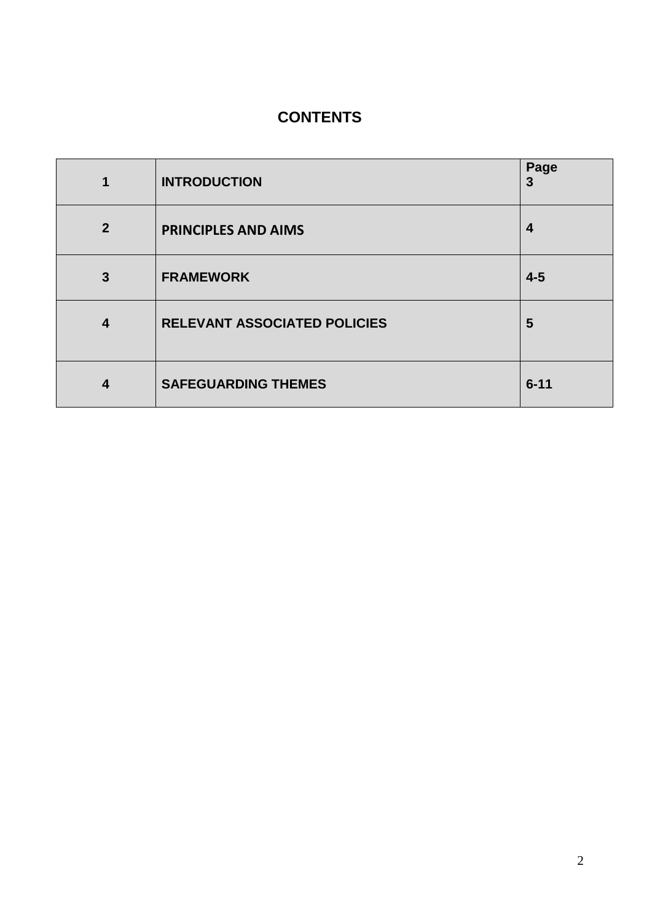# CONTENTS

| | | |
|---|---|---|
| **1** | **INTRODUCTION** | **Page 3** |
| **2** | **PRINCIPLES AND AIMS** | **4** |
| **3** | **FRAMEWORK** | **4-5** |
| **4** | **RELEVANT ASSOCIATED POLICIES** | **5** |
| **4** | **SAFEGUARDING THEMES** | **6-11** |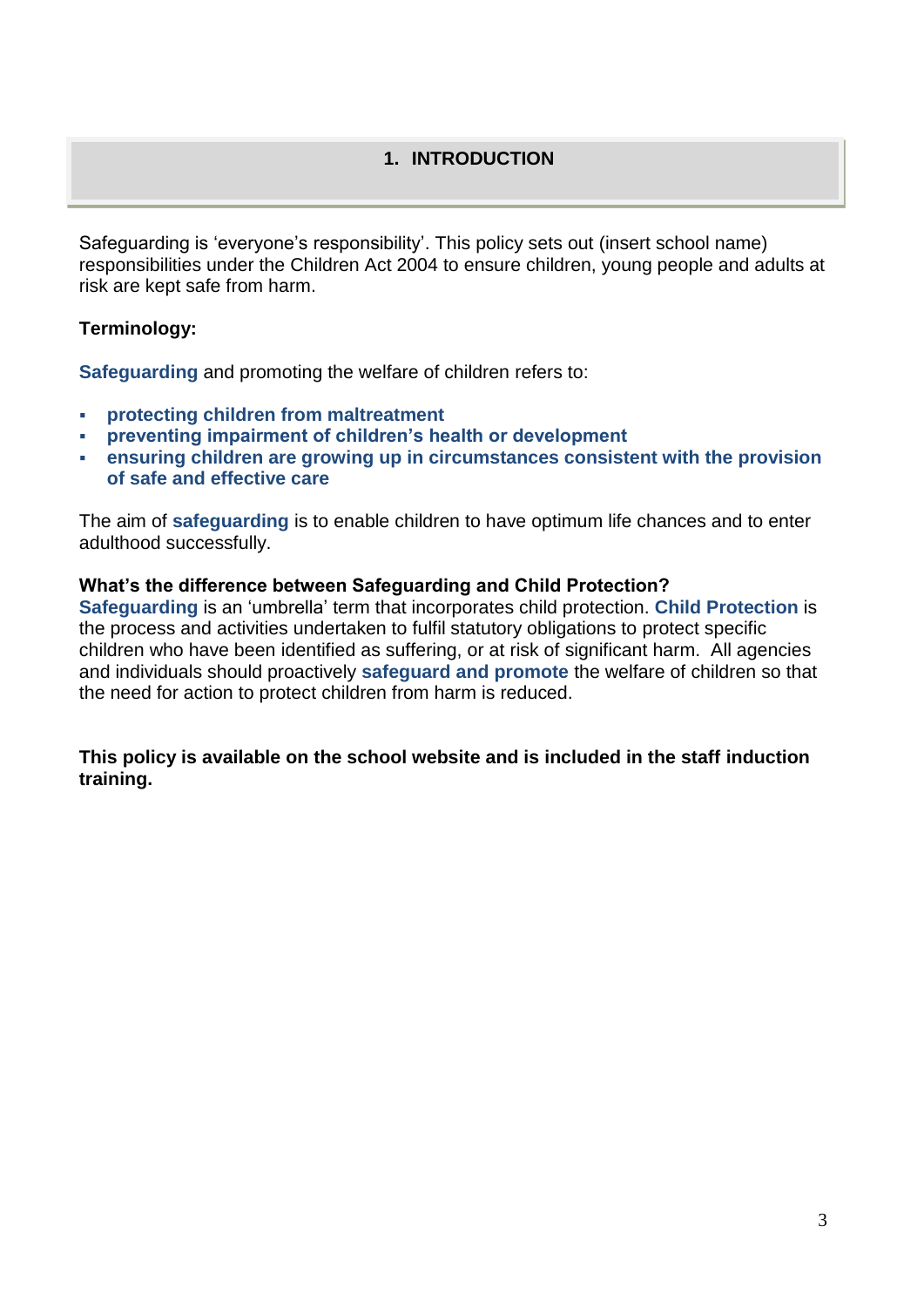## 1. INTRODUCTION

Safeguarding is 'everyone's responsibility'. This policy sets out (insert school name) responsibilities under the Children Act 2004 to ensure children, young people and adults at risk are kept safe from harm.

**Terminology:**

**Safeguarding** and promoting the welfare of children refers to:

- **protecting children from maltreatment**
- **preventing impairment of children's health or development**
- **ensuring children are growing up in circumstances consistent with the provision of safe and effective care**

The aim of **safeguarding** is to enable children to have optimum life chances and to enter adulthood successfully.

**What's the difference between Safeguarding and Child Protection?**
**Safeguarding** is an 'umbrella' term that incorporates child protection. **Child Protection** is the process and activities undertaken to fulfil statutory obligations to protect specific children who have been identified as suffering, or at risk of significant harm. All agencies and individuals should proactively **safeguard and promote** the welfare of children so that the need for action to protect children from harm is reduced.

**This policy is available on the school website and is included in the staff induction training.**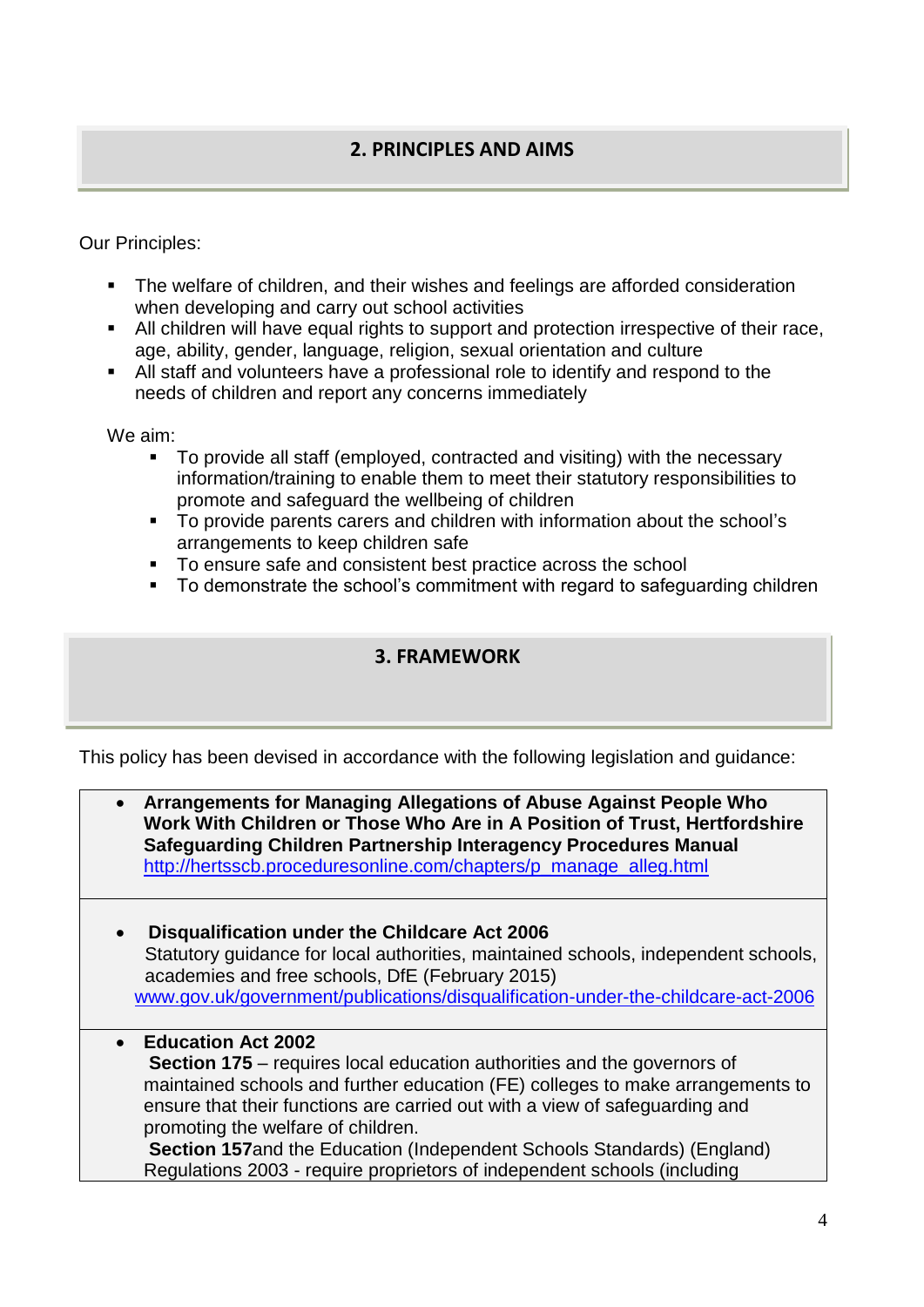## 2. PRINCIPLES AND AIMS

Our Principles:

- The welfare of children, and their wishes and feelings are afforded consideration when developing and carry out school activities
- All children will have equal rights to support and protection irrespective of their race, age, ability, gender, language, religion, sexual orientation and culture
- All staff and volunteers have a professional role to identify and respond to the needs of children and report any concerns immediately

We aim:

- To provide all staff (employed, contracted and visiting) with the necessary information/training to enable them to meet their statutory responsibilities to promote and safeguard the wellbeing of children
- To provide parents carers and children with information about the school's arrangements to keep children safe
- To ensure safe and consistent best practice across the school
- To demonstrate the school's commitment with regard to safeguarding children

## 3. FRAMEWORK

This policy has been devised in accordance with the following legislation and guidance:

- **Arrangements for Managing Allegations of Abuse Against People Who Work With Children or Those Who Are in A Position of Trust, Hertfordshire Safeguarding Children Partnership Interagency Procedures Manual**
  http://hertsscb.proceduresonline.com/chapters/p_manage_alleg.html

- **Disqualification under the Childcare Act 2006**
  Statutory guidance for local authorities, maintained schools, independent schools, academies and free schools, DfE (February 2015)
  www.gov.uk/government/publications/disqualification-under-the-childcare-act-2006

- **Education Act 2002**
  **Section 175** – requires local education authorities and the governors of maintained schools and further education (FE) colleges to make arrangements to ensure that their functions are carried out with a view of safeguarding and promoting the welfare of children.
  **Section 157**and the Education (Independent Schools Standards) (England) Regulations 2003 - require proprietors of independent schools (including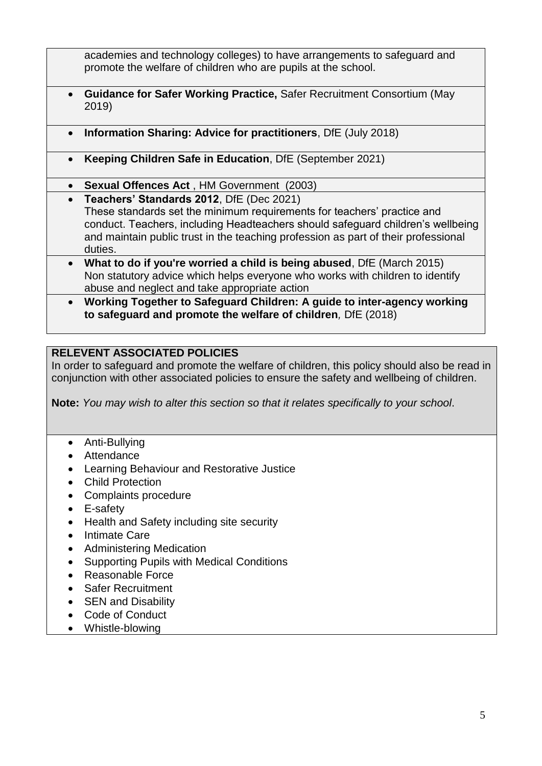academies and technology colleges) to have arrangements to safeguard and promote the welfare of children who are pupils at the school.

- **Guidance for Safer Working Practice,** Safer Recruitment Consortium (May 2019)
- **Information Sharing: Advice for practitioners**, DfE (July 2018)
- **Keeping Children Safe in Education**, DfE (September 2021)
- **Sexual Offences Act** , HM Government (2003)
- **Teachers' Standards 2012**, DfE (Dec 2021)
  These standards set the minimum requirements for teachers' practice and conduct. Teachers, including Headteachers should safeguard children's wellbeing and maintain public trust in the teaching profession as part of their professional duties.
- **What to do if you're worried a child is being abused**, DfE (March 2015)
  Non statutory advice which helps everyone who works with children to identify abuse and neglect and take appropriate action
- **Working Together to Safeguard Children: A guide to inter-agency working to safeguard and promote the welfare of children**, DfE (2018)

**RELEVENT ASSOCIATED POLICIES**

In order to safeguard and promote the welfare of children, this policy should also be read in conjunction with other associated policies to ensure the safety and wellbeing of children.

**Note:** *You may wish to alter this section so that it relates specifically to your school*.

- Anti-Bullying
- Attendance
- Learning Behaviour and Restorative Justice
- Child Protection
- Complaints procedure
- E-safety
- Health and Safety including site security
- Intimate Care
- Administering Medication
- Supporting Pupils with Medical Conditions
- Reasonable Force
- Safer Recruitment
- SEN and Disability
- Code of Conduct
- Whistle-blowing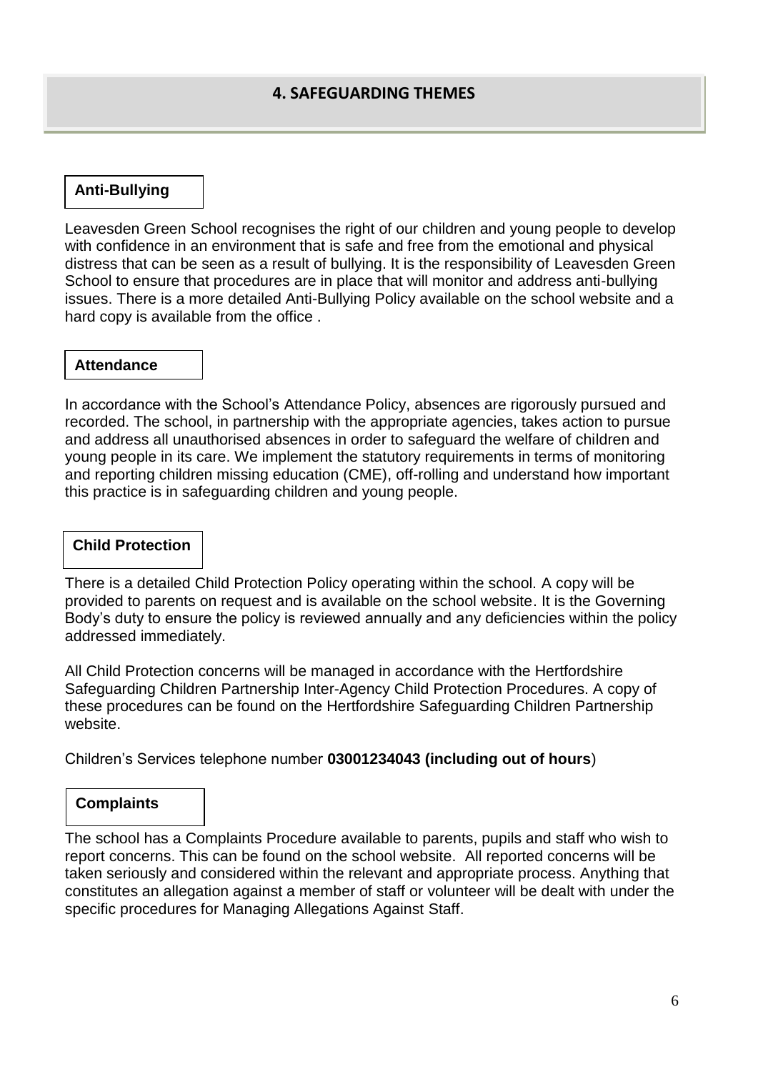## 4. SAFEGUARDING THEMES

### Anti-Bullying

Leavesden Green School recognises the right of our children and young people to develop with confidence in an environment that is safe and free from the emotional and physical distress that can be seen as a result of bullying. It is the responsibility of Leavesden Green School to ensure that procedures are in place that will monitor and address anti-bullying issues. There is a more detailed Anti-Bullying Policy available on the school website and a hard copy is available from the office .

### Attendance

In accordance with the School's Attendance Policy, absences are rigorously pursued and recorded. The school, in partnership with the appropriate agencies, takes action to pursue and address all unauthorised absences in order to safeguard the welfare of children and young people in its care. We implement the statutory requirements in terms of monitoring and reporting children missing education (CME), off-rolling and understand how important this practice is in safeguarding children and young people.

### Child Protection

There is a detailed Child Protection Policy operating within the school. A copy will be provided to parents on request and is available on the school website. It is the Governing Body's duty to ensure the policy is reviewed annually and any deficiencies within the policy addressed immediately.

All Child Protection concerns will be managed in accordance with the Hertfordshire Safeguarding Children Partnership Inter-Agency Child Protection Procedures. A copy of these procedures can be found on the Hertfordshire Safeguarding Children Partnership website.

Children's Services telephone number **03001234043 (including out of hours**)

### Complaints

The school has a Complaints Procedure available to parents, pupils and staff who wish to report concerns. This can be found on the school website. All reported concerns will be taken seriously and considered within the relevant and appropriate process. Anything that constitutes an allegation against a member of staff or volunteer will be dealt with under the specific procedures for Managing Allegations Against Staff.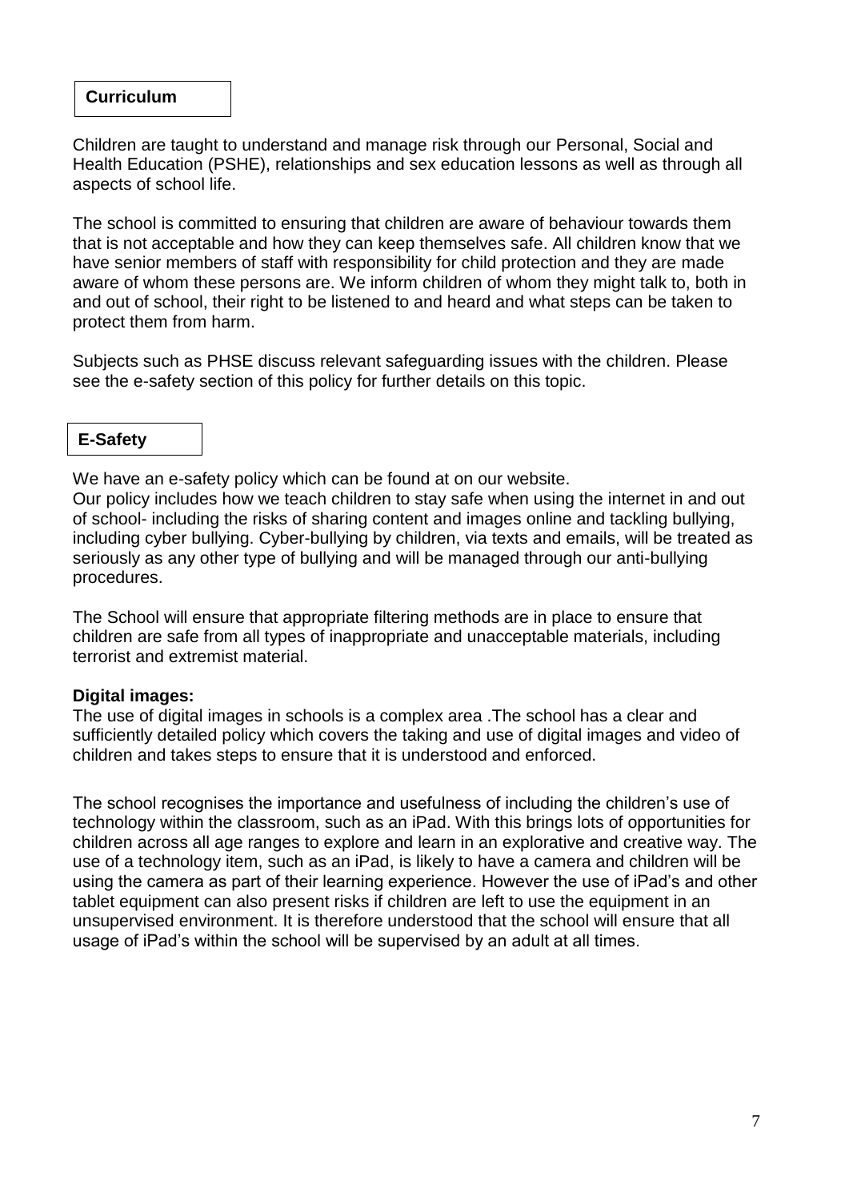## Curriculum

Children are taught to understand and manage risk through our Personal, Social and Health Education (PSHE), relationships and sex education lessons as well as through all aspects of school life.

The school is committed to ensuring that children are aware of behaviour towards them that is not acceptable and how they can keep themselves safe. All children know that we have senior members of staff with responsibility for child protection and they are made aware of whom these persons are. We inform children of whom they might talk to, both in and out of school, their right to be listened to and heard and what steps can be taken to protect them from harm.

Subjects such as PHSE discuss relevant safeguarding issues with the children. Please see the e-safety section of this policy for further details on this topic.

## E-Safety

We have an e-safety policy which can be found at on our website.
Our policy includes how we teach children to stay safe when using the internet in and out of school- including the risks of sharing content and images online and tackling bullying, including cyber bullying. Cyber-bullying by children, via texts and emails, will be treated as seriously as any other type of bullying and will be managed through our anti-bullying procedures.

The School will ensure that appropriate filtering methods are in place to ensure that children are safe from all types of inappropriate and unacceptable materials, including terrorist and extremist material.

**Digital images:**
The use of digital images in schools is a complex area .The school has a clear and sufficiently detailed policy which covers the taking and use of digital images and video of children and takes steps to ensure that it is understood and enforced.

The school recognises the importance and usefulness of including the children's use of technology within the classroom, such as an iPad. With this brings lots of opportunities for children across all age ranges to explore and learn in an explorative and creative way. The use of a technology item, such as an iPad, is likely to have a camera and children will be using the camera as part of their learning experience. However the use of iPad's and other tablet equipment can also present risks if children are left to use the equipment in an unsupervised environment. It is therefore understood that the school will ensure that all usage of iPad's within the school will be supervised by an adult at all times.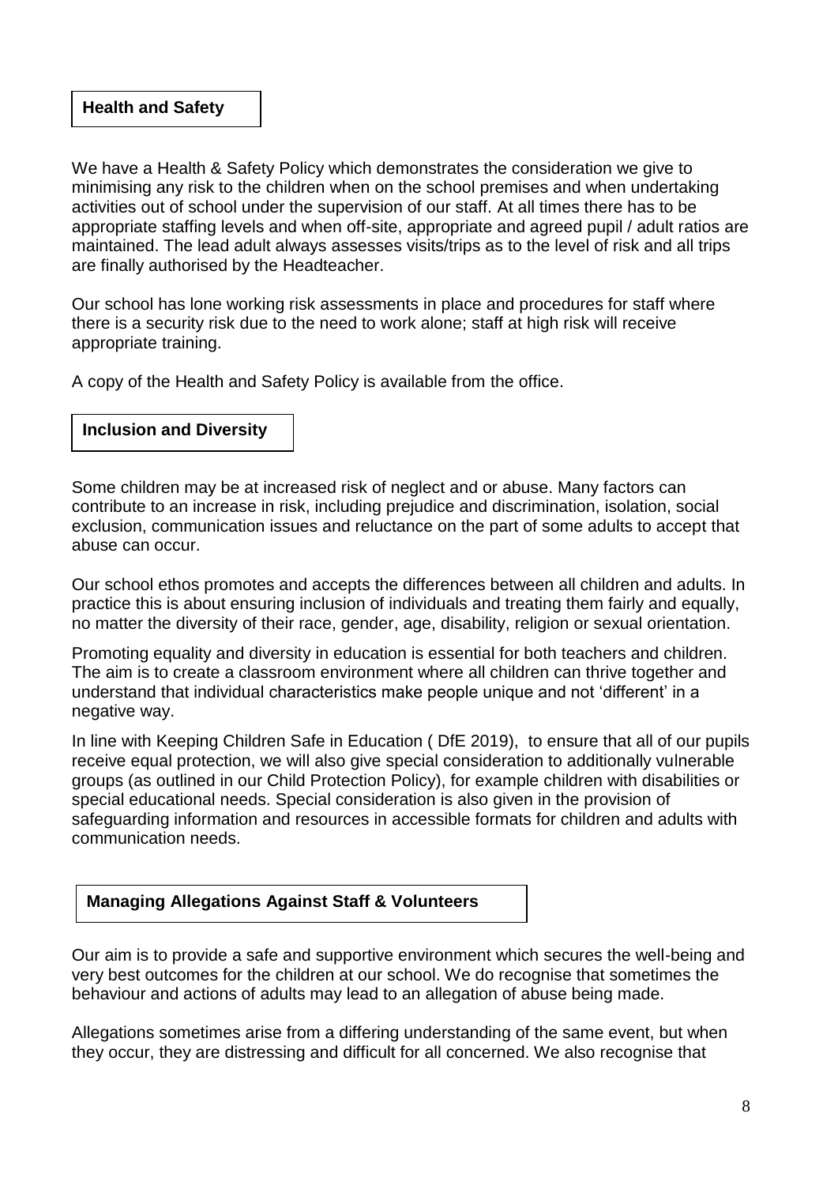## Health and Safety

We have a Health & Safety Policy which demonstrates the consideration we give to minimising any risk to the children when on the school premises and when undertaking activities out of school under the supervision of our staff. At all times there has to be appropriate staffing levels and when off-site, appropriate and agreed pupil / adult ratios are maintained. The lead adult always assesses visits/trips as to the level of risk and all trips are finally authorised by the Headteacher.

Our school has lone working risk assessments in place and procedures for staff where there is a security risk due to the need to work alone; staff at high risk will receive appropriate training.

A copy of the Health and Safety Policy is available from the office.

## Inclusion and Diversity

Some children may be at increased risk of neglect and or abuse. Many factors can contribute to an increase in risk, including prejudice and discrimination, isolation, social exclusion, communication issues and reluctance on the part of some adults to accept that abuse can occur.

Our school ethos promotes and accepts the differences between all children and adults. In practice this is about ensuring inclusion of individuals and treating them fairly and equally, no matter the diversity of their race, gender, age, disability, religion or sexual orientation.

Promoting equality and diversity in education is essential for both teachers and children. The aim is to create a classroom environment where all children can thrive together and understand that individual characteristics make people unique and not 'different' in a negative way.

In line with Keeping Children Safe in Education ( DfE 2019), to ensure that all of our pupils receive equal protection, we will also give special consideration to additionally vulnerable groups (as outlined in our Child Protection Policy), for example children with disabilities or special educational needs. Special consideration is also given in the provision of safeguarding information and resources in accessible formats for children and adults with communication needs.

## Managing Allegations Against Staff & Volunteers

Our aim is to provide a safe and supportive environment which secures the well-being and very best outcomes for the children at our school. We do recognise that sometimes the behaviour and actions of adults may lead to an allegation of abuse being made.

Allegations sometimes arise from a differing understanding of the same event, but when they occur, they are distressing and difficult for all concerned. We also recognise that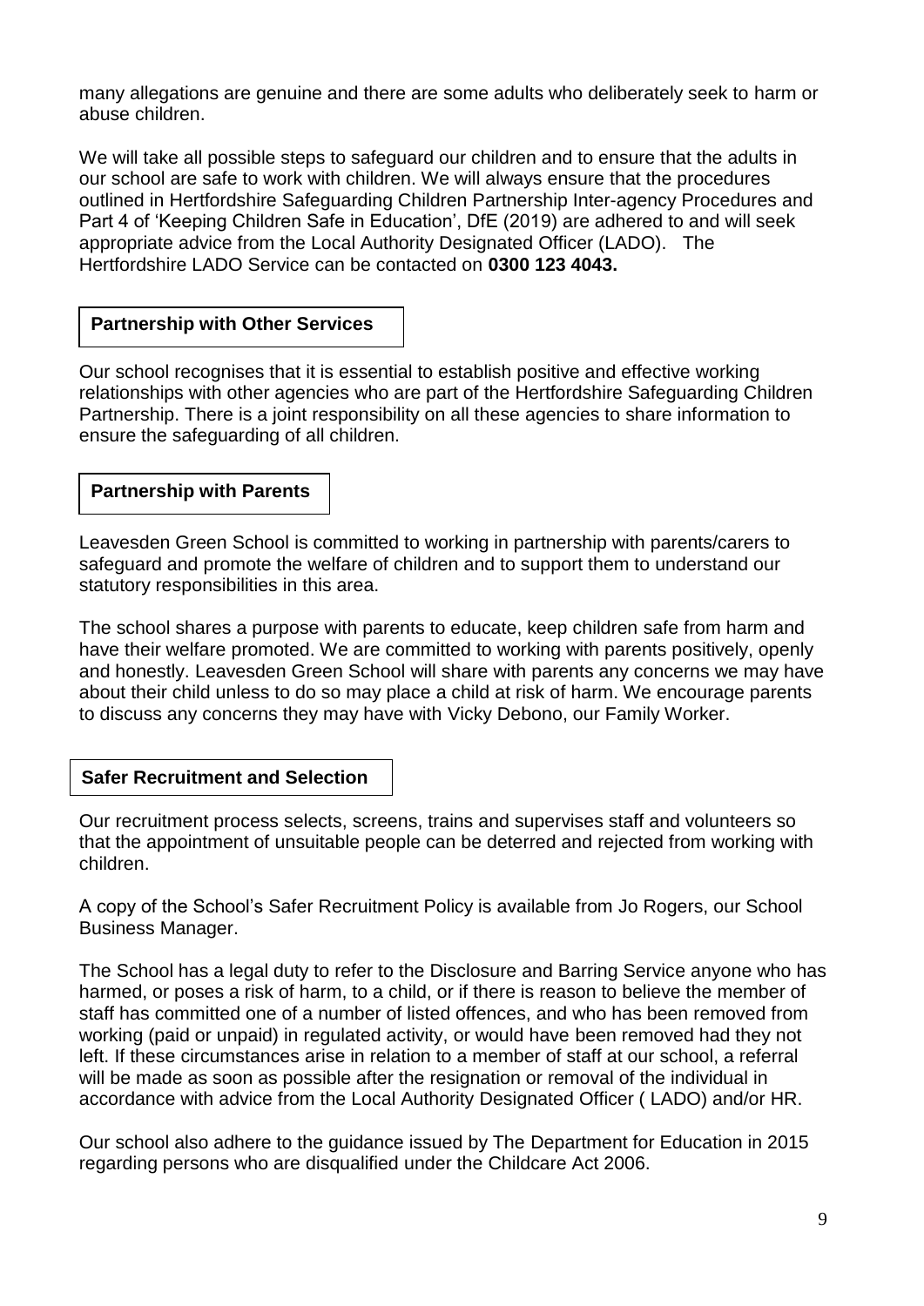many allegations are genuine and there are some adults who deliberately seek to harm or abuse children.

We will take all possible steps to safeguard our children and to ensure that the adults in our school are safe to work with children. We will always ensure that the procedures outlined in Hertfordshire Safeguarding Children Partnership Inter-agency Procedures and Part 4 of 'Keeping Children Safe in Education', DfE (2019) are adhered to and will seek appropriate advice from the Local Authority Designated Officer (LADO). The Hertfordshire LADO Service can be contacted on **0300 123 4043.**

## Partnership with Other Services

Our school recognises that it is essential to establish positive and effective working relationships with other agencies who are part of the Hertfordshire Safeguarding Children Partnership. There is a joint responsibility on all these agencies to share information to ensure the safeguarding of all children.

## Partnership with Parents

Leavesden Green School is committed to working in partnership with parents/carers to safeguard and promote the welfare of children and to support them to understand our statutory responsibilities in this area.

The school shares a purpose with parents to educate, keep children safe from harm and have their welfare promoted. We are committed to working with parents positively, openly and honestly. Leavesden Green School will share with parents any concerns we may have about their child unless to do so may place a child at risk of harm. We encourage parents to discuss any concerns they may have with Vicky Debono, our Family Worker.

## Safer Recruitment and Selection

Our recruitment process selects, screens, trains and supervises staff and volunteers so that the appointment of unsuitable people can be deterred and rejected from working with children.

A copy of the School's Safer Recruitment Policy is available from Jo Rogers, our School Business Manager.

The School has a legal duty to refer to the Disclosure and Barring Service anyone who has harmed, or poses a risk of harm, to a child, or if there is reason to believe the member of staff has committed one of a number of listed offences, and who has been removed from working (paid or unpaid) in regulated activity, or would have been removed had they not left. If these circumstances arise in relation to a member of staff at our school, a referral will be made as soon as possible after the resignation or removal of the individual in accordance with advice from the Local Authority Designated Officer ( LADO) and/or HR.

Our school also adhere to the guidance issued by The Department for Education in 2015 regarding persons who are disqualified under the Childcare Act 2006.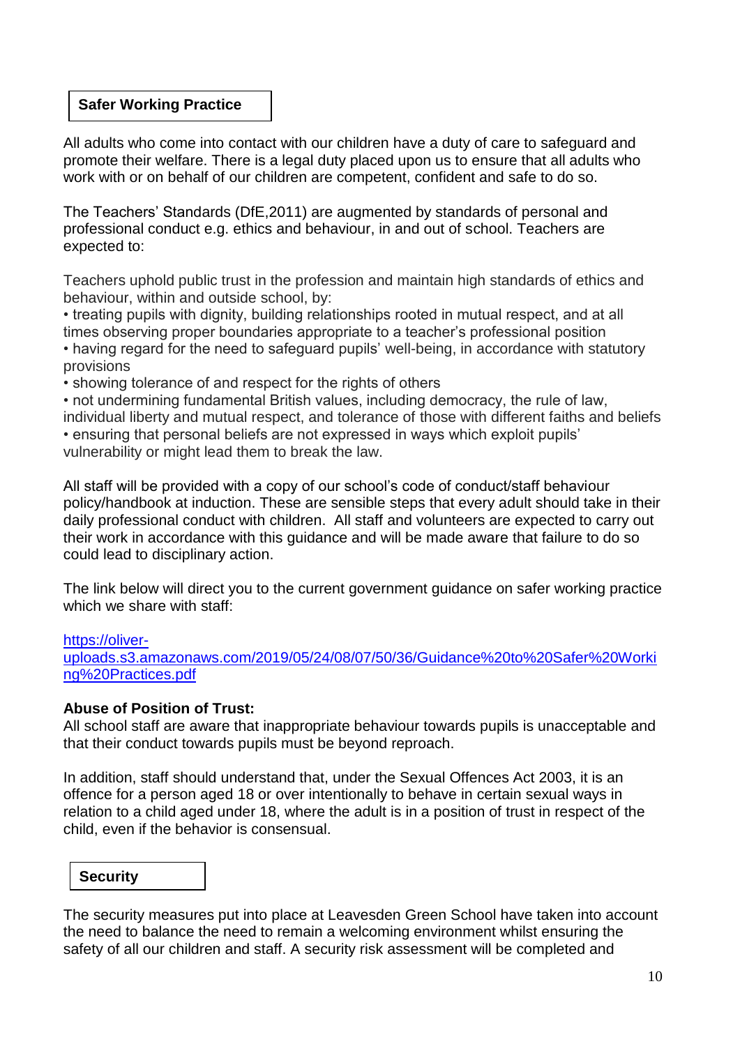## Safer Working Practice

All adults who come into contact with our children have a duty of care to safeguard and promote their welfare. There is a legal duty placed upon us to ensure that all adults who work with or on behalf of our children are competent, confident and safe to do so.

The Teachers' Standards (DfE,2011) are augmented by standards of personal and professional conduct e.g. ethics and behaviour, in and out of school. Teachers are expected to:

Teachers uphold public trust in the profession and maintain high standards of ethics and behaviour, within and outside school, by:

- treating pupils with dignity, building relationships rooted in mutual respect, and at all times observing proper boundaries appropriate to a teacher's professional position
- having regard for the need to safeguard pupils' well-being, in accordance with statutory provisions
- showing tolerance of and respect for the rights of others
- not undermining fundamental British values, including democracy, the rule of law, individual liberty and mutual respect, and tolerance of those with different faiths and beliefs
- ensuring that personal beliefs are not expressed in ways which exploit pupils' vulnerability or might lead them to break the law.

All staff will be provided with a copy of our school's code of conduct/staff behaviour policy/handbook at induction. These are sensible steps that every adult should take in their daily professional conduct with children. All staff and volunteers are expected to carry out their work in accordance with this guidance and will be made aware that failure to do so could lead to disciplinary action.

The link below will direct you to the current government guidance on safer working practice which we share with staff:

[https://oliver-uploads.s3.amazonaws.com/2019/05/24/08/07/50/36/Guidance%20to%20Safer%20Working%20Practices.pdf](https://oliver-uploads.s3.amazonaws.com/2019/05/24/08/07/50/36/Guidance%20to%20Safer%20Working%20Practices.pdf)

**Abuse of Position of Trust:**

All school staff are aware that inappropriate behaviour towards pupils is unacceptable and that their conduct towards pupils must be beyond reproach.

In addition, staff should understand that, under the Sexual Offences Act 2003, it is an offence for a person aged 18 or over intentionally to behave in certain sexual ways in relation to a child aged under 18, where the adult is in a position of trust in respect of the child, even if the behavior is consensual.

## Security

The security measures put into place at Leavesden Green School have taken into account the need to balance the need to remain a welcoming environment whilst ensuring the safety of all our children and staff. A security risk assessment will be completed and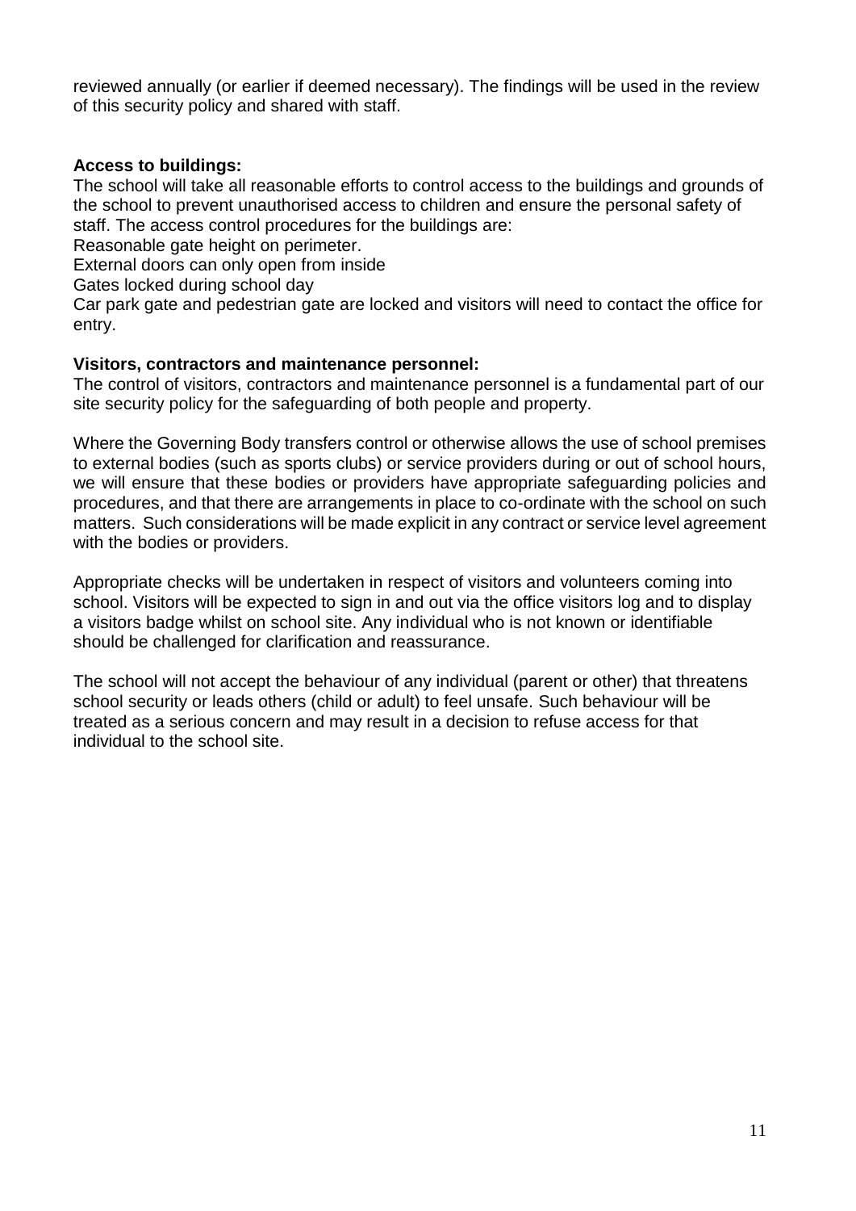reviewed annually (or earlier if deemed necessary). The findings will be used in the review of this security policy and shared with staff.

**Access to buildings:**

The school will take all reasonable efforts to control access to the buildings and grounds of the school to prevent unauthorised access to children and ensure the personal safety of staff. The access control procedures for the buildings are:

Reasonable gate height on perimeter.

External doors can only open from inside

Gates locked during school day

Car park gate and pedestrian gate are locked and visitors will need to contact the office for entry.

**Visitors, contractors and maintenance personnel:**

The control of visitors, contractors and maintenance personnel is a fundamental part of our site security policy for the safeguarding of both people and property.

Where the Governing Body transfers control or otherwise allows the use of school premises to external bodies (such as sports clubs) or service providers during or out of school hours, we will ensure that these bodies or providers have appropriate safeguarding policies and procedures, and that there are arrangements in place to co-ordinate with the school on such matters. Such considerations will be made explicit in any contract or service level agreement with the bodies or providers.

Appropriate checks will be undertaken in respect of visitors and volunteers coming into school. Visitors will be expected to sign in and out via the office visitors log and to display a visitors badge whilst on school site. Any individual who is not known or identifiable should be challenged for clarification and reassurance.

The school will not accept the behaviour of any individual (parent or other) that threatens school security or leads others (child or adult) to feel unsafe. Such behaviour will be treated as a serious concern and may result in a decision to refuse access for that individual to the school site.